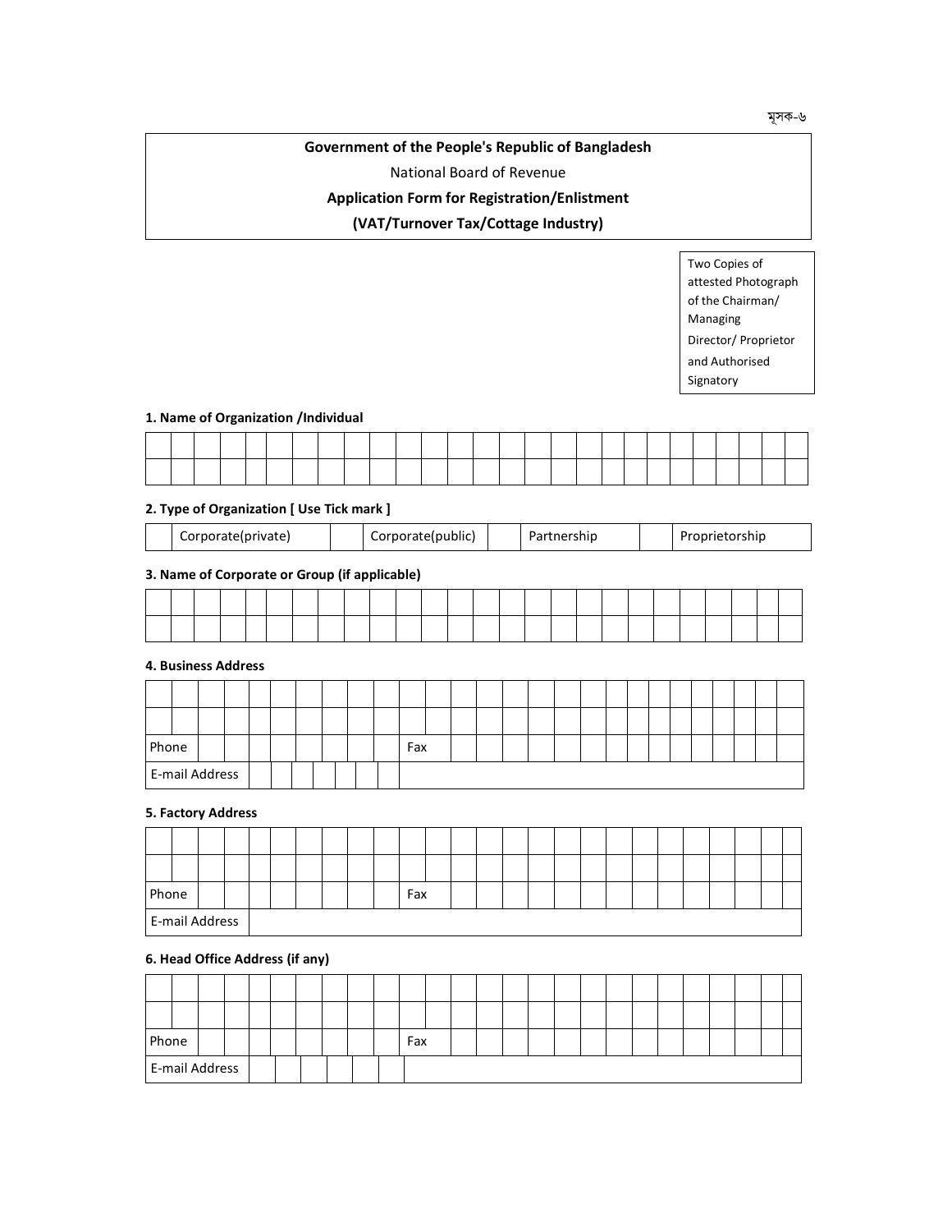মূসক-৬

**Government of the People's Republic of Bangladesh**

National Board of Revenue

**Application Form for Registration/Enlistment**

**(VAT/Turnover Tax/Cottage Industry)**

Two Copies of attested Photograph of the Chairman/ Managing Director/ Proprietor and Authorised Signatory

**1. Name of Organization /Individual**

| | | | | | | | | | | | | | | | | | | | | | | | | | |
|---|---|---|---|---|---|---|---|---|---|---|---|---|---|---|---|---|---|---|---|---|---|---|---|---|---|
| | | | | | | | | | | | | | | | | | | | | | | | | | |
| | | | | | | | | | | | | | | | | | | | | | | | | | |

**2. Type of Organization [ Use Tick mark ]**

| | | | | | | | |
|---|---|---|---|---|---|---|---|
| | Corporate(private) | | Corporate(public) | | Partnership | | Proprietorship |

**3. Name of Corporate or Group (if applicable)**

| | | | | | | | | | | | | | | | | | | | | | | | | | |
|---|---|---|---|---|---|---|---|---|---|---|---|---|---|---|---|---|---|---|---|---|---|---|---|---|---|
| | | | | | | | | | | | | | | | | | | | | | | | | | |
| | | | | | | | | | | | | | | | | | | | | | | | | | |

**4. Business Address**

| | | | | | | | | | | | | | | | | | | | | | | | | | |
|---|---|---|---|---|---|---|---|---|---|---|---|---|---|---|---|---|---|---|---|---|---|---|---|---|---|
| | | | | | | | | | | | | | | | | | | | | | | | | | |
| | | | | | | | | | | | | | | | | | | | | | | | | | |
| Phone | | | | | | | | | Fax | | | | | | | | | | | | | | | | |
| E-mail Address | | | | | | | | | | | | | | | | | | | | | | | | | |

**5. Factory Address**

| | | | | | | | | | | | | | | | | | | | | | | | | | |
|---|---|---|---|---|---|---|---|---|---|---|---|---|---|---|---|---|---|---|---|---|---|---|---|---|---|
| | | | | | | | | | | | | | | | | | | | | | | | | | |
| | | | | | | | | | | | | | | | | | | | | | | | | | |
| Phone | | | | | | | | | Fax | | | | | | | | | | | | | | | | |
| E-mail Address | | | | | | | | | | | | | | | | | | | | | | | | | |

**6. Head Office Address (if any)**

| | | | | | | | | | | | | | | | | | | | | | | | | | |
|---|---|---|---|---|---|---|---|---|---|---|---|---|---|---|---|---|---|---|---|---|---|---|---|---|---|
| | | | | | | | | | | | | | | | | | | | | | | | | | |
| | | | | | | | | | | | | | | | | | | | | | | | | | |
| Phone | | | | | | | | | Fax | | | | | | | | | | | | | | | | |
| E-mail Address | | | | | | | | | | | | | | | | | | | | | | | | | |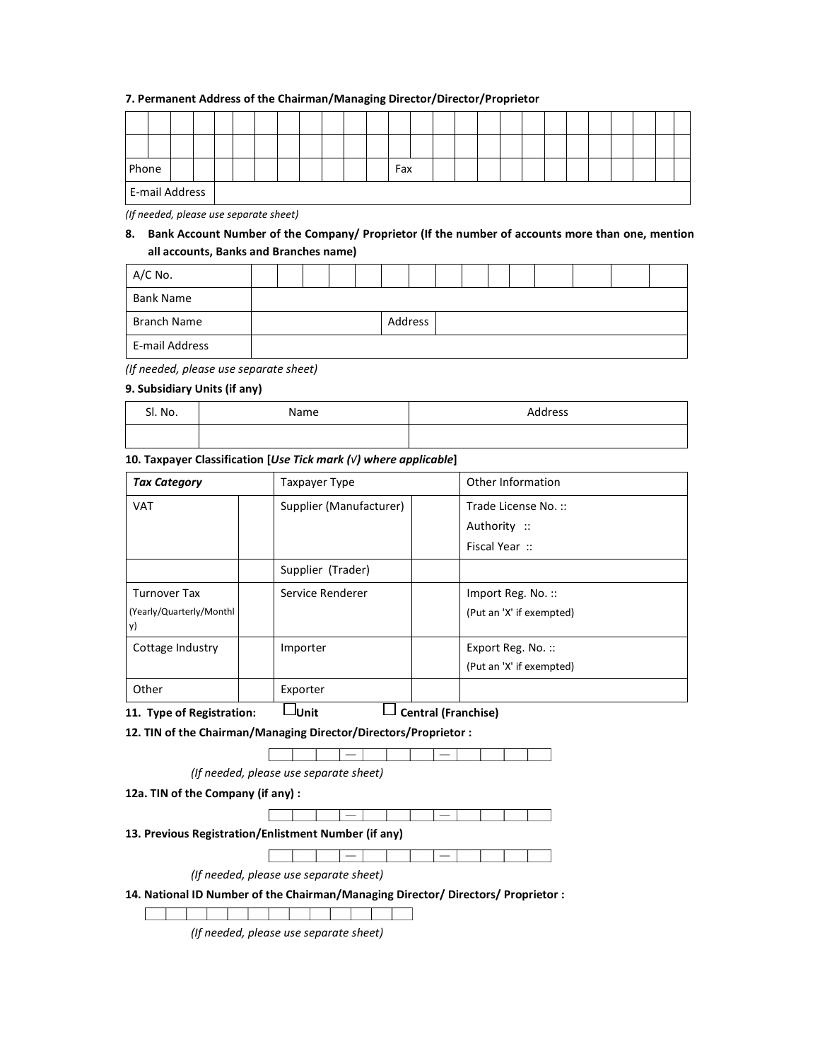**7. Permanent Address of the Chairman/Managing Director/Director/Proprietor**

| | | |
|---|---|---|
| | | |
| | | |
| Phone | Fax | |
| E-mail Address | | |

*(If needed, please use separate sheet)*

**8. Bank Account Number of the Company/ Proprietor (If the number of accounts more than one, mention all accounts, Banks and Branches name)**

| | | | |
|---|---|---|---|
| A/C No. | | | |
| Bank Name | | | |
| Branch Name | | Address | |
| E-mail Address | | | |

*(If needed, please use separate sheet)*

**9. Subsidiary Units (if any)**

| Sl. No. | Name | Address |
|---|---|---|
| | | |

**10. Taxpayer Classification [*Use Tick mark (√) where applicable*]**

| ***Tax Category*** | | Taxpayer Type | | Other Information |
|---|---|---|---|---|
| VAT | | Supplier (Manufacturer) | | Trade License No. ::<br>Authority ::<br>Fiscal Year :: |
| | | Supplier (Trader) | | |
| Turnover Tax (Yearly/Quarterly/Monthly) | | Service Renderer | | Import Reg. No. ::<br>(Put an 'X' if exempted) |
| Cottage Industry | | Importer | | Export Reg. No. ::<br>(Put an 'X' if exempted) |
| Other | | Exporter | | |

**11. Type of Registration:** ☐ **Unit** ☐ **Central (Franchise)**

**12. TIN of the Chairman/Managing Director/Directors/Proprietor :**

☐☐☐ — ☐☐☐ — ☐☐☐☐

*(If needed, please use separate sheet)*

**12a. TIN of the Company (if any) :**

☐☐☐ — ☐☐☐ — ☐☐☐☐

**13. Previous Registration/Enlistment Number (if any)**

☐☐☐ — ☐☐☐ — ☐☐☐☐

*(If needed, please use separate sheet)*

**14. National ID Number of the Chairman/Managing Director/ Directors/ Proprietor :**

☐☐☐☐☐☐☐☐☐☐☐☐☐

*(If needed, please use separate sheet)*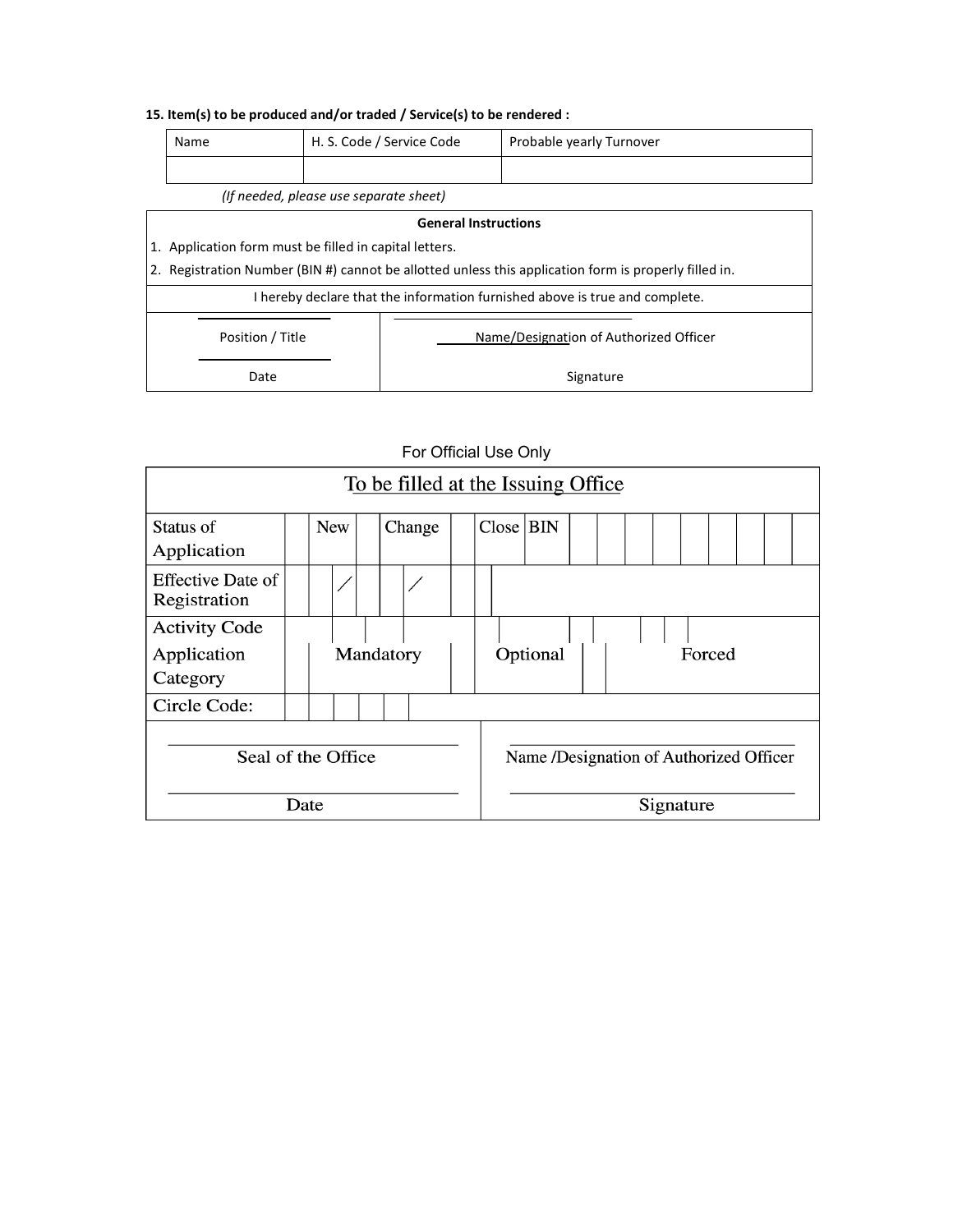**15. Item(s) to be produced and/or traded / Service(s) to be rendered :**

| Name | H. S. Code / Service Code | Probable yearly Turnover |
|---|---|---|
| | | |

*(If needed, please use separate sheet)*

| General Instructions | |
|---|---|
| 1. Application form must be filled in capital letters.<br>2. Registration Number (BIN #) cannot be allotted unless this application form is properly filled in. | |
| I hereby declare that the information furnished above is true and complete. | |
| Position / Title | Name/Designation of Authorized Officer |
| Date | Signature |

For Official Use Only

| To be filled at the Issuing Office | | | | | |
|---|---|---|---|---|---|
| Status of Application | | New | Change | Close | BIN |
| Effective Date of Registration | / / | | | | |
| Activity Code | | | | | |
| Application Category | | Mandatory | Optional | Forced | |
| Circle Code: | | | | | |
| Seal of the Office | | | Name /Designation of Authorized Officer | | |
| Date | | | Signature | | |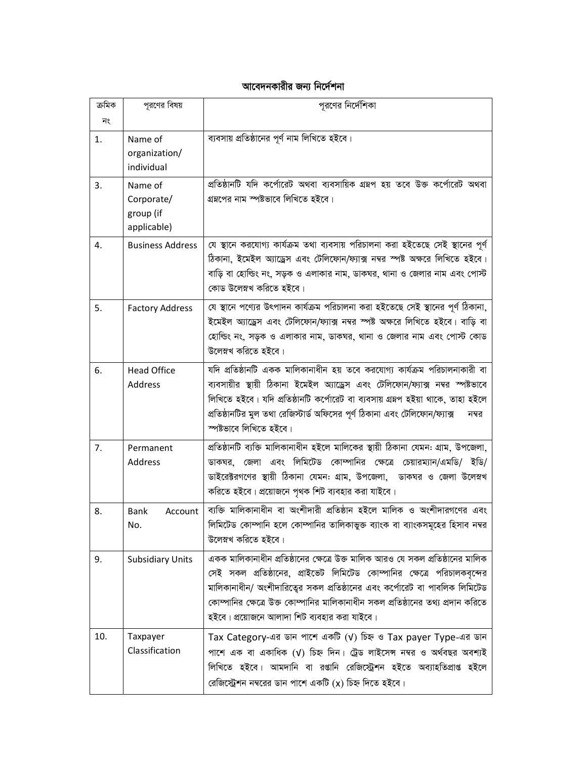## আবেদনকারীর জন্য নির্দেশনা

| ক্রমিক নং | পূরণের বিষয় | পূরণের নির্দেশিকা |
|---|---|---|
| 1. | Name of organization/ individual | ব্যবসায় প্রতিষ্ঠানের পূর্ণ নাম লিখিতে হইবে। |
| 3. | Name of Corporate/ group (if applicable) | প্রতিষ্ঠানটি যদি কর্পোরেট অথবা ব্যবসায়িক গ্রম্নপ হয় তবে উক্ত কর্পোরেট অথবা গ্রম্নপের নাম স্পষ্টভাবে লিখিতে হইবে। |
| 4. | Business Address | যে স্থানে করযোগ্য কার্যক্রম তথা ব্যবসায় পরিচালনা করা হইতেছে সেই স্থানের পূর্ণ ঠিকানা, ইমেইল অ্যাড্রেস এবং টেলিফোন/ফ্যাক্স নম্বর স্পষ্ট অক্ষরে লিখিতে হইবে। বাড়ি বা হোল্ডিং নং, সড়ক ও এলাকার নাম, ডাকঘর, থানা ও জেলার নাম এবং পোস্ট কোড উলেস্নখ করিতে হইবে। |
| 5. | Factory Address | যে স্থানে পণ্যের উৎপাদন কার্যক্রম পরিচালনা করা হইতেছে সেই স্থানের পূর্ণ ঠিকানা, ইমেইল অ্যাড্রেস এবং টেলিফোন/ফ্যাক্স নম্বর স্পষ্ট অক্ষরে লিখিতে হইবে। বাড়ি বা হোল্ডিং নং, সড়ক ও এলাকার নাম, ডাকঘর, থানা ও জেলার নাম এবং পোস্ট কোড উলেস্নখ করিতে হইবে। |
| 6. | Head Office Address | যদি প্রতিষ্ঠানটি একক মালিকানাধীন হয় তবে করযোগ্য কার্যক্রম পরিচালনাকারী বা ব্যবসায়ীর স্থায়ী ঠিকানা ইমেইল অ্যাড্রেস এবং টেলিফোন/ফ্যাক্স নম্বর স্পষ্টভাবে লিখিতে হইবে। যদি প্রতিষ্ঠানটি কর্পোরেট বা ব্যবসায় গ্রম্নপ হইয়া থাকে, তাহা হইলে প্রতিষ্ঠানটির মুল তথা রেজিস্টার্ড অফিসের পূর্ণ ঠিকানা এবং টেলিফোন/ফ্যাক্স নম্বর স্পষ্টভাবে লিখিতে হইবে। |
| 7. | Permanent Address | প্রতিষ্ঠানটি ব্যক্তি মালিকানাধীন হইলে মালিকের স্থায়ী ঠিকানা যেমনঃ গ্রাম, উপজেলা, ডাকঘর, জেলা এবং লিমিটেড কোম্পানির ক্ষেত্রে চেয়ারম্যান/এমডি/ ইডি/ ডাইরেক্টরগণের স্থায়ী ঠিকানা যেমনঃ গ্রাম, উপজেলা, ডাকঘর ও জেলা উলেস্নখ করিতে হইবে। প্রয়োজনে পৃথক শিট ব্যবহার করা যাইবে। |
| 8. | Bank Account No. | ব্যক্তি মালিকানাধীন বা অংশীদারী প্রতিষ্ঠান হইলে মালিক ও অংশীদারগণের এবং লিমিটেড কোম্পানি হলে কোম্পানির তালিকাভুক্ত ব্যাংক বা ব্যাংকসমূহের হিসাব নম্বর উলেস্নখ করিতে হইবে। |
| 9. | Subsidiary Units | একক মালিকানাধীন প্রতিষ্ঠানের ক্ষেত্রে উক্ত মালিক আরও যে সকল প্রতিষ্ঠানের মালিক সেই সকল প্রতিষ্ঠানের, প্রাইভেট লিমিটেড কোম্পানির ক্ষেত্রে পরিচালকবৃন্দের মালিকানাধীন/ অংশীদারিত্বের সকল প্রতিষ্ঠানের এবং কর্পোরেট বা পাবলিক লিমিটেড কোম্পানির ক্ষেত্রে উক্ত কোম্পানির মালিকানাধীন সকল প্রতিষ্ঠানের তথ্য প্রদান করিতে হইবে। প্রয়োজনে আলাদা শিট ব্যবহার করা যাইবে। |
| 10. | Taxpayer Classification | Tax Category-এর ডান পাশে একটি (√) চিহ্ন ও Tax payer Type-এর ডান পাশে এক বা একাধিক (√) চিহ্ন দিন। ট্রেড লাইসেন্স নম্বর ও অর্থবছর অবশ্যই লিখিতে হইবে। আমদানি বা রপ্তানি রেজিস্ট্রেশন হইতে অব্যাহতিপ্রাপ্ত হইলে রেজিস্ট্রেশন নম্বরের ডান পাশে একটি (x) চিহ্ন দিতে হইবে। |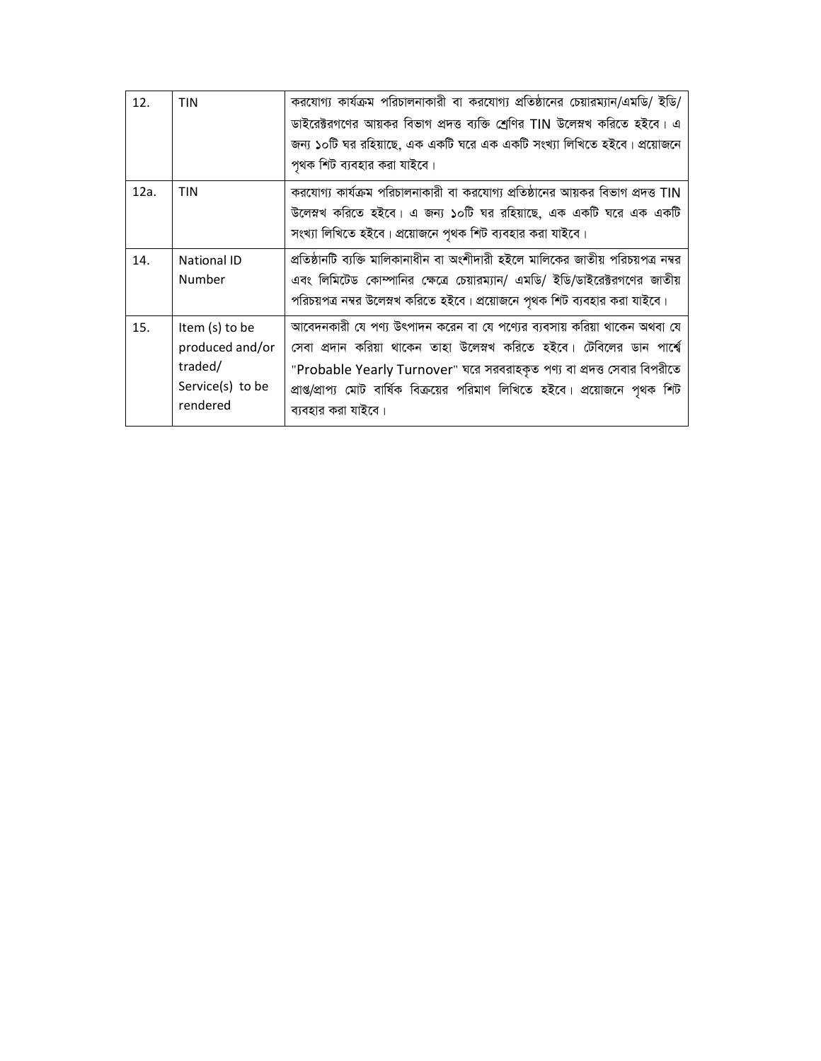| | | |
|---|---|---|
| 12. | TIN | করযোগ্য কার্যক্রম পরিচালনাকারী বা করযোগ্য প্রতিষ্ঠানের চেয়ারম্যান/এমডি/ ইডি/ ডাইরেক্টরগণের আয়কর বিভাগ প্রদত্ত ব্যক্তি শ্রেণির TIN উলেস্নখ করিতে হইবে। এ জন্য ১০টি ঘর রহিয়াছে, এক একটি ঘরে এক একটি সংখ্যা লিখিতে হইবে। প্রয়োজনে পৃথক শিট ব্যবহার করা যাইবে। |
| 12a. | TIN | করযোগ্য কার্যক্রম পরিচালনাকারী বা করযোগ্য প্রতিষ্ঠানের আয়কর বিভাগ প্রদত্ত TIN উলেস্নখ করিতে হইবে। এ জন্য ১০টি ঘর রহিয়াছে, এক একটি ঘরে এক একটি সংখ্যা লিখিতে হইবে। প্রয়োজনে পৃথক শিট ব্যবহার করা যাইবে। |
| 14. | National ID Number | প্রতিষ্ঠানটি ব্যক্তি মালিকানাধীন বা অংশীদারী হইলে মালিকের জাতীয় পরিচয়পত্র নম্বর এবং লিমিটেড কোম্পানির ক্ষেত্রে চেয়ারম্যান/ এমডি/ ইডি/ডাইরেক্টরগণের জাতীয় পরিচয়পত্র নম্বর উলেস্নখ করিতে হইবে। প্রয়োজনে পৃথক শিট ব্যবহার করা যাইবে। |
| 15. | Item (s) to be produced and/or traded/ Service(s) to be rendered | আবেদনকারী যে পণ্য উৎপাদন করেন বা যে পণ্যের ব্যবসায় করিয়া থাকেন অথবা যে সেবা প্রদান করিয়া থাকেন তাহা উলেস্নখ করিতে হইবে। টেবিলের ডান পার্শ্বে "Probable Yearly Turnover" ঘরে সরবরাহকৃত পণ্য বা প্রদত্ত সেবার বিপরীতে প্রাপ্ত/প্রাপ্য মোট বার্ষিক বিক্রয়ের পরিমাণ লিখিতে হইবে। প্রয়োজনে পৃথক শিট ব্যবহার করা যাইবে। |